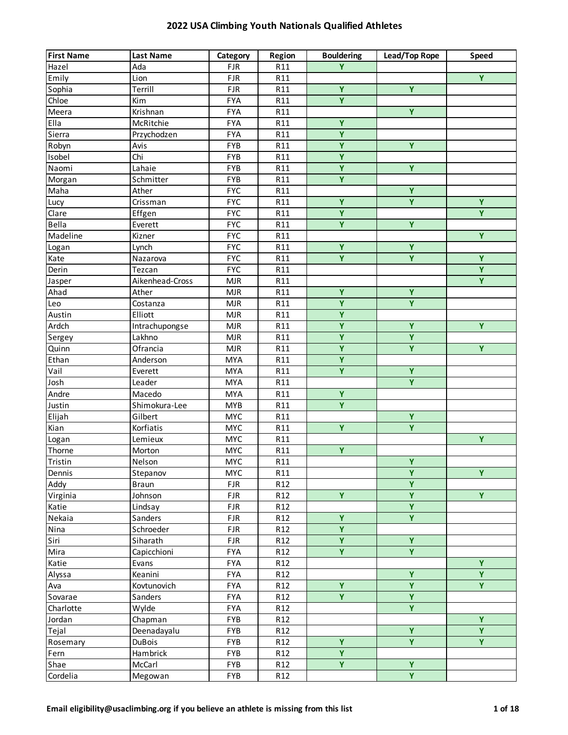# 2022 USA Climbing Youth Nationals Qualified Athletes

| First Name | Last Name | Category | Region | Bouldering | Lead/Top Rope | Speed |
|---|---|---|---|---|---|---|
| Hazel | Ada | FJR | R11 | Y | | |
| Emily | Lion | FJR | R11 | | | Y |
| Sophia | Terrill | FJR | R11 | Y | Y | |
| Chloe | Kim | FYA | R11 | Y | | |
| Meera | Krishnan | FYA | R11 | | Y | |
| Ella | McRitchie | FYA | R11 | Y | | |
| Sierra | Przychodzen | FYA | R11 | Y | | |
| Robyn | Avis | FYB | R11 | Y | Y | |
| Isobel | Chi | FYB | R11 | Y | | |
| Naomi | Lahaie | FYB | R11 | Y | Y | |
| Morgan | Schmitter | FYB | R11 | Y | | |
| Maha | Ather | FYC | R11 | | Y | |
| Lucy | Crissman | FYC | R11 | Y | Y | Y |
| Clare | Effgen | FYC | R11 | Y | | Y |
| Bella | Everett | FYC | R11 | Y | Y | |
| Madeline | Kizner | FYC | R11 | | | Y |
| Logan | Lynch | FYC | R11 | Y | Y | |
| Kate | Nazarova | FYC | R11 | Y | Y | Y |
| Derin | Tezcan | FYC | R11 | | | Y |
| Jasper | Aikenhead-Cross | MJR | R11 | | | Y |
| Ahad | Ather | MJR | R11 | Y | Y | |
| Leo | Costanza | MJR | R11 | Y | Y | |
| Austin | Elliott | MJR | R11 | Y | | |
| Ardch | Intrachupongse | MJR | R11 | Y | Y | Y |
| Sergey | Lakhno | MJR | R11 | Y | Y | |
| Quinn | Ofrancia | MJR | R11 | Y | Y | Y |
| Ethan | Anderson | MYA | R11 | Y | | |
| Vail | Everett | MYA | R11 | Y | Y | |
| Josh | Leader | MYA | R11 | | Y | |
| Andre | Macedo | MYA | R11 | Y | | |
| Justin | Shimokura-Lee | MYB | R11 | Y | | |
| Elijah | Gilbert | MYC | R11 | | Y | |
| Kian | Korfiatis | MYC | R11 | Y | Y | |
| Logan | Lemieux | MYC | R11 | | | Y |
| Thorne | Morton | MYC | R11 | Y | | |
| Tristin | Nelson | MYC | R11 | | Y | |
| Dennis | Stepanov | MYC | R11 | | Y | Y |
| Addy | Braun | FJR | R12 | | Y | |
| Virginia | Johnson | FJR | R12 | Y | Y | Y |
| Katie | Lindsay | FJR | R12 | | Y | |
| Nekaia | Sanders | FJR | R12 | Y | Y | |
| Nina | Schroeder | FJR | R12 | Y | | |
| Siri | Siharath | FJR | R12 | Y | Y | |
| Mira | Capicchioni | FYA | R12 | Y | Y | |
| Katie | Evans | FYA | R12 | | | Y |
| Alyssa | Keanini | FYA | R12 | | Y | Y |
| Ava | Kovtunovich | FYA | R12 | Y | Y | Y |
| Sovarae | Sanders | FYA | R12 | Y | Y | |
| Charlotte | Wylde | FYA | R12 | | Y | |
| Jordan | Chapman | FYB | R12 | | | Y |
| Tejal | Deenadayalu | FYB | R12 | | Y | Y |
| Rosemary | DuBois | FYB | R12 | Y | Y | Y |
| Fern | Hambrick | FYB | R12 | Y | | |
| Shae | McCarl | FYB | R12 | Y | Y | |
| Cordelia | Megowan | FYB | R12 | | Y | |

**Email eligibility@usaclimbing.org if you believe an athlete is missing from this list**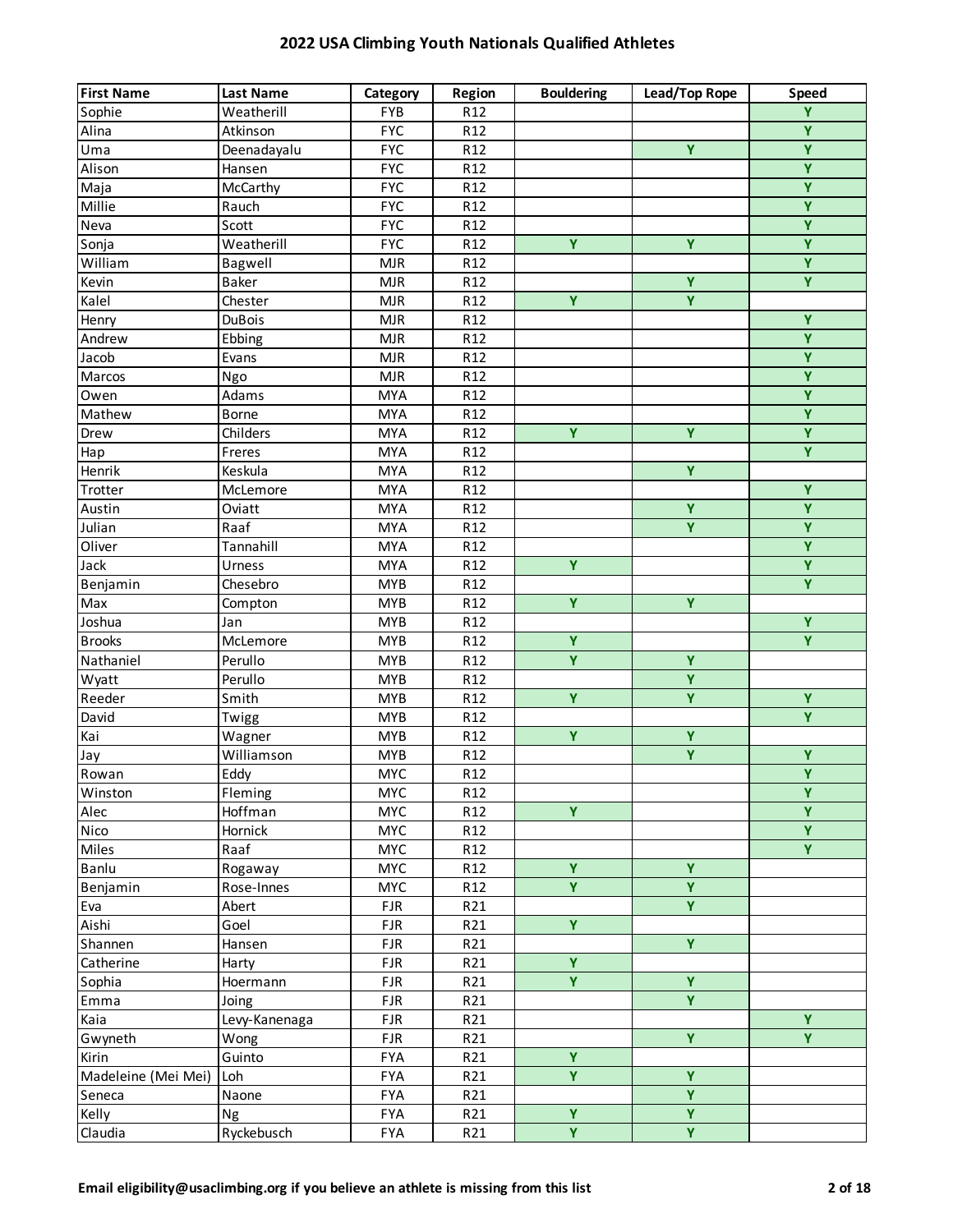# 2022 USA Climbing Youth Nationals Qualified Athletes

| First Name | Last Name | Category | Region | Bouldering | Lead/Top Rope | Speed |
|---|---|---|---|---|---|---|
| Sophie | Weatherill | FYB | R12 | | | Y |
| Alina | Atkinson | FYC | R12 | | | Y |
| Uma | Deenadayalu | FYC | R12 | | Y | Y |
| Alison | Hansen | FYC | R12 | | | Y |
| Maja | McCarthy | FYC | R12 | | | Y |
| Millie | Rauch | FYC | R12 | | | Y |
| Neva | Scott | FYC | R12 | | | Y |
| Sonja | Weatherill | FYC | R12 | Y | Y | Y |
| William | Bagwell | MJR | R12 | | | Y |
| Kevin | Baker | MJR | R12 | | Y | Y |
| Kalel | Chester | MJR | R12 | Y | Y | |
| Henry | DuBois | MJR | R12 | | | Y |
| Andrew | Ebbing | MJR | R12 | | | Y |
| Jacob | Evans | MJR | R12 | | | Y |
| Marcos | Ngo | MJR | R12 | | | Y |
| Owen | Adams | MYA | R12 | | | Y |
| Mathew | Borne | MYA | R12 | | | Y |
| Drew | Childers | MYA | R12 | Y | Y | Y |
| Hap | Freres | MYA | R12 | | | Y |
| Henrik | Keskula | MYA | R12 | | Y | |
| Trotter | McLemore | MYA | R12 | | | Y |
| Austin | Oviatt | MYA | R12 | | Y | Y |
| Julian | Raaf | MYA | R12 | | Y | Y |
| Oliver | Tannahill | MYA | R12 | | | Y |
| Jack | Urness | MYA | R12 | Y | | Y |
| Benjamin | Chesebro | MYB | R12 | | | Y |
| Max | Compton | MYB | R12 | Y | Y | |
| Joshua | Jan | MYB | R12 | | | Y |
| Brooks | McLemore | MYB | R12 | Y | | Y |
| Nathaniel | Perullo | MYB | R12 | Y | Y | |
| Wyatt | Perullo | MYB | R12 | | Y | |
| Reeder | Smith | MYB | R12 | Y | Y | Y |
| David | Twigg | MYB | R12 | | | Y |
| Kai | Wagner | MYB | R12 | Y | Y | |
| Jay | Williamson | MYB | R12 | | Y | Y |
| Rowan | Eddy | MYC | R12 | | | Y |
| Winston | Fleming | MYC | R12 | | | Y |
| Alec | Hoffman | MYC | R12 | Y | | Y |
| Nico | Hornick | MYC | R12 | | | Y |
| Miles | Raaf | MYC | R12 | | | Y |
| Banlu | Rogaway | MYC | R12 | Y | Y | |
| Benjamin | Rose-Innes | MYC | R12 | Y | Y | |
| Eva | Abert | FJR | R21 | | Y | |
| Aishi | Goel | FJR | R21 | Y | | |
| Shannen | Hansen | FJR | R21 | | Y | |
| Catherine | Harty | FJR | R21 | Y | | |
| Sophia | Hoermann | FJR | R21 | Y | Y | |
| Emma | Joing | FJR | R21 | | Y | |
| Kaia | Levy-Kanenaga | FJR | R21 | | | Y |
| Gwyneth | Wong | FJR | R21 | | Y | Y |
| Kirin | Guinto | FYA | R21 | Y | | |
| Madeleine (Mei Mei) | Loh | FYA | R21 | Y | Y | |
| Seneca | Naone | FYA | R21 | | Y | |
| Kelly | Ng | FYA | R21 | Y | Y | |
| Claudia | Ryckebusch | FYA | R21 | Y | Y | |

**Email eligibility@usaclimbing.org if you believe an athlete is missing from this list**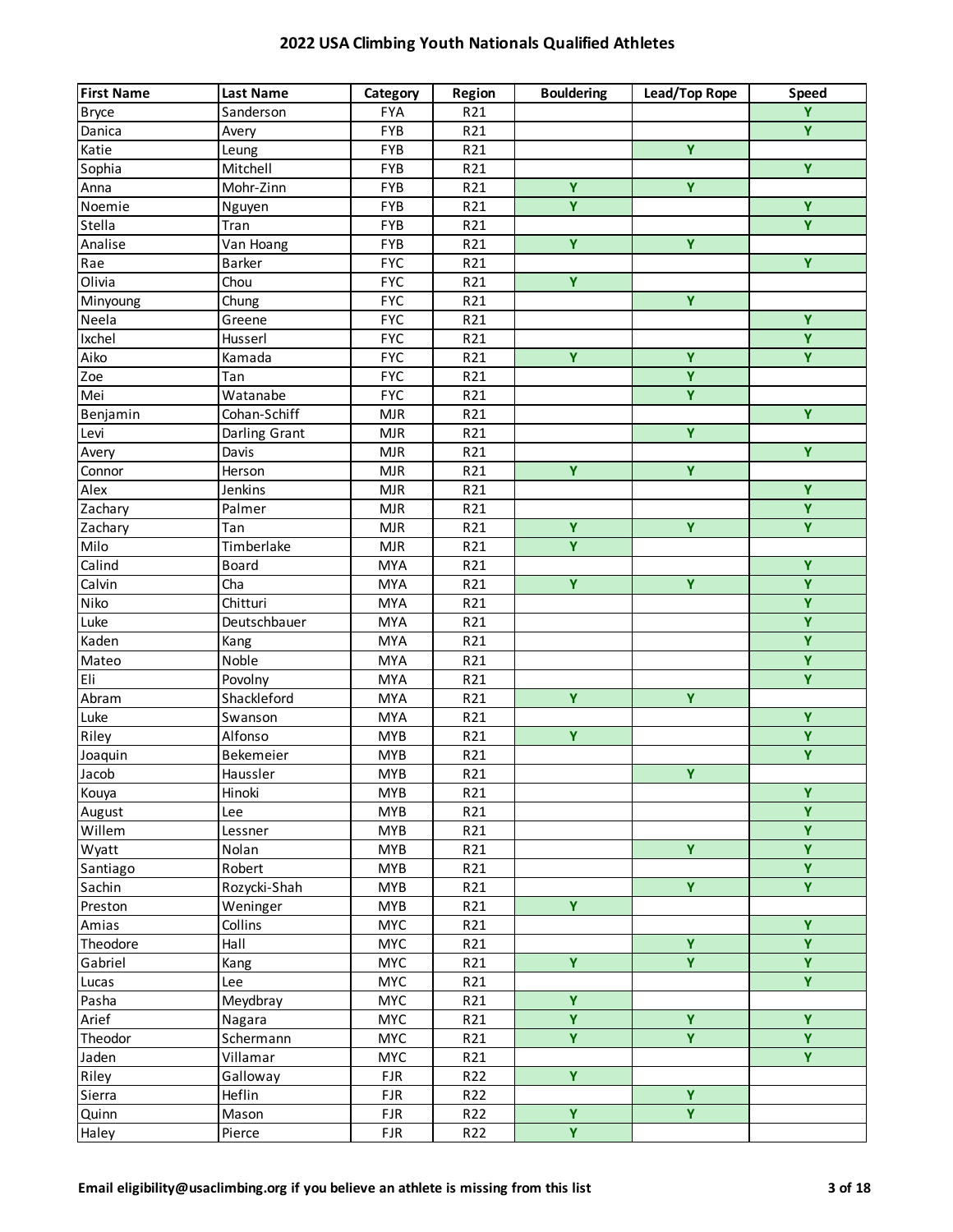# 2022 USA Climbing Youth Nationals Qualified Athletes

| First Name | Last Name | Category | Region | Bouldering | Lead/Top Rope | Speed |
|---|---|---|---|---|---|---|
| Bryce | Sanderson | FYA | R21 | | | Y |
| Danica | Avery | FYB | R21 | | | Y |
| Katie | Leung | FYB | R21 | | Y | |
| Sophia | Mitchell | FYB | R21 | | | Y |
| Anna | Mohr-Zinn | FYB | R21 | Y | Y | |
| Noemie | Nguyen | FYB | R21 | Y | | Y |
| Stella | Tran | FYB | R21 | | | Y |
| Analise | Van Hoang | FYB | R21 | Y | Y | |
| Rae | Barker | FYC | R21 | | | Y |
| Olivia | Chou | FYC | R21 | Y | | |
| Minyoung | Chung | FYC | R21 | | Y | |
| Neela | Greene | FYC | R21 | | | Y |
| Ixchel | Husserl | FYC | R21 | | | Y |
| Aiko | Kamada | FYC | R21 | Y | Y | Y |
| Zoe | Tan | FYC | R21 | | Y | |
| Mei | Watanabe | FYC | R21 | | Y | |
| Benjamin | Cohan-Schiff | MJR | R21 | | | Y |
| Levi | Darling Grant | MJR | R21 | | Y | |
| Avery | Davis | MJR | R21 | | | Y |
| Connor | Herson | MJR | R21 | Y | Y | |
| Alex | Jenkins | MJR | R21 | | | Y |
| Zachary | Palmer | MJR | R21 | | | Y |
| Zachary | Tan | MJR | R21 | Y | Y | Y |
| Milo | Timberlake | MJR | R21 | Y | | |
| Calind | Board | MYA | R21 | | | Y |
| Calvin | Cha | MYA | R21 | Y | Y | Y |
| Niko | Chitturi | MYA | R21 | | | Y |
| Luke | Deutschbauer | MYA | R21 | | | Y |
| Kaden | Kang | MYA | R21 | | | Y |
| Mateo | Noble | MYA | R21 | | | Y |
| Eli | Povolny | MYA | R21 | | | Y |
| Abram | Shackleford | MYA | R21 | Y | Y | |
| Luke | Swanson | MYA | R21 | | | Y |
| Riley | Alfonso | MYB | R21 | Y | | Y |
| Joaquin | Bekemeier | MYB | R21 | | | Y |
| Jacob | Haussler | MYB | R21 | | Y | |
| Kouya | Hinoki | MYB | R21 | | | Y |
| August | Lee | MYB | R21 | | | Y |
| Willem | Lessner | MYB | R21 | | | Y |
| Wyatt | Nolan | MYB | R21 | | Y | Y |
| Santiago | Robert | MYB | R21 | | | Y |
| Sachin | Rozycki-Shah | MYB | R21 | | Y | Y |
| Preston | Weninger | MYB | R21 | Y | | |
| Amias | Collins | MYC | R21 | | | Y |
| Theodore | Hall | MYC | R21 | | Y | Y |
| Gabriel | Kang | MYC | R21 | Y | Y | Y |
| Lucas | Lee | MYC | R21 | | | Y |
| Pasha | Meydbray | MYC | R21 | Y | | |
| Arief | Nagara | MYC | R21 | Y | Y | Y |
| Theodor | Schermann | MYC | R21 | Y | Y | Y |
| Jaden | Villamar | MYC | R21 | | | Y |
| Riley | Galloway | FJR | R22 | Y | | |
| Sierra | Heflin | FJR | R22 | | Y | |
| Quinn | Mason | FJR | R22 | Y | Y | |
| Haley | Pierce | FJR | R22 | Y | | |

**Email eligibility@usaclimbing.org if you believe an athlete is missing from this list**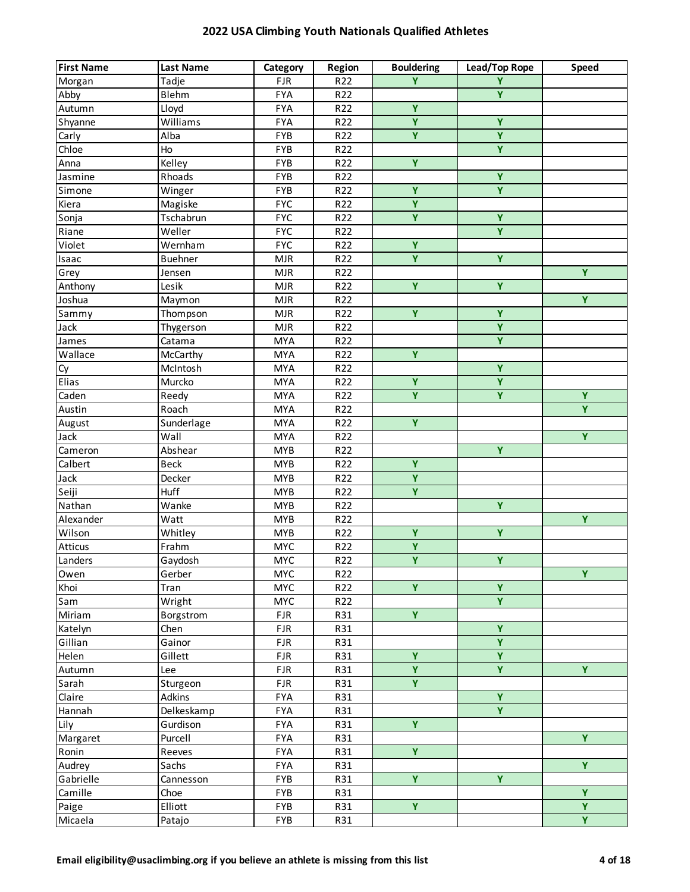# 2022 USA Climbing Youth Nationals Qualified Athletes

| First Name | Last Name | Category | Region | Bouldering | Lead/Top Rope | Speed |
|---|---|---|---|---|---|---|
| Morgan | Tadje | FJR | R22 | Y | Y | |
| Abby | Blehm | FYA | R22 | | Y | |
| Autumn | Lloyd | FYA | R22 | Y | | |
| Shyanne | Williams | FYA | R22 | Y | Y | |
| Carly | Alba | FYB | R22 | Y | Y | |
| Chloe | Ho | FYB | R22 | | Y | |
| Anna | Kelley | FYB | R22 | Y | | |
| Jasmine | Rhoads | FYB | R22 | | Y | |
| Simone | Winger | FYB | R22 | Y | Y | |
| Kiera | Magiske | FYC | R22 | Y | | |
| Sonja | Tschabrun | FYC | R22 | Y | Y | |
| Riane | Weller | FYC | R22 | | Y | |
| Violet | Wernham | FYC | R22 | Y | | |
| Isaac | Buehner | MJR | R22 | Y | Y | |
| Grey | Jensen | MJR | R22 | | | Y |
| Anthony | Lesik | MJR | R22 | Y | Y | |
| Joshua | Maymon | MJR | R22 | | | Y |
| Sammy | Thompson | MJR | R22 | Y | Y | |
| Jack | Thygerson | MJR | R22 | | Y | |
| James | Catama | MYA | R22 | | Y | |
| Wallace | McCarthy | MYA | R22 | Y | | |
| Cy | McIntosh | MYA | R22 | | Y | |
| Elias | Murcko | MYA | R22 | Y | Y | |
| Caden | Reedy | MYA | R22 | Y | Y | Y |
| Austin | Roach | MYA | R22 | | | Y |
| August | Sunderlage | MYA | R22 | Y | | |
| Jack | Wall | MYA | R22 | | | Y |
| Cameron | Abshear | MYB | R22 | | Y | |
| Calbert | Beck | MYB | R22 | Y | | |
| Jack | Decker | MYB | R22 | Y | | |
| Seiji | Huff | MYB | R22 | Y | | |
| Nathan | Wanke | MYB | R22 | | Y | |
| Alexander | Watt | MYB | R22 | | | Y |
| Wilson | Whitley | MYB | R22 | Y | Y | |
| Atticus | Frahm | MYC | R22 | Y | | |
| Landers | Gaydosh | MYC | R22 | Y | Y | |
| Owen | Gerber | MYC | R22 | | | Y |
| Khoi | Tran | MYC | R22 | Y | Y | |
| Sam | Wright | MYC | R22 | | Y | |
| Miriam | Borgstrom | FJR | R31 | Y | | |
| Katelyn | Chen | FJR | R31 | | Y | |
| Gillian | Gainor | FJR | R31 | | Y | |
| Helen | Gillett | FJR | R31 | Y | Y | |
| Autumn | Lee | FJR | R31 | Y | Y | Y |
| Sarah | Sturgeon | FJR | R31 | Y | | |
| Claire | Adkins | FYA | R31 | | Y | |
| Hannah | Delkeskamp | FYA | R31 | | Y | |
| Lily | Gurdison | FYA | R31 | Y | | |
| Margaret | Purcell | FYA | R31 | | | Y |
| Ronin | Reeves | FYA | R31 | Y | | |
| Audrey | Sachs | FYA | R31 | | | Y |
| Gabrielle | Cannesson | FYB | R31 | Y | Y | |
| Camille | Choe | FYB | R31 | | | Y |
| Paige | Elliott | FYB | R31 | Y | | Y |
| Micaela | Patajo | FYB | R31 | | | Y |

**Email eligibility@usaclimbing.org if you believe an athlete is missing from this list**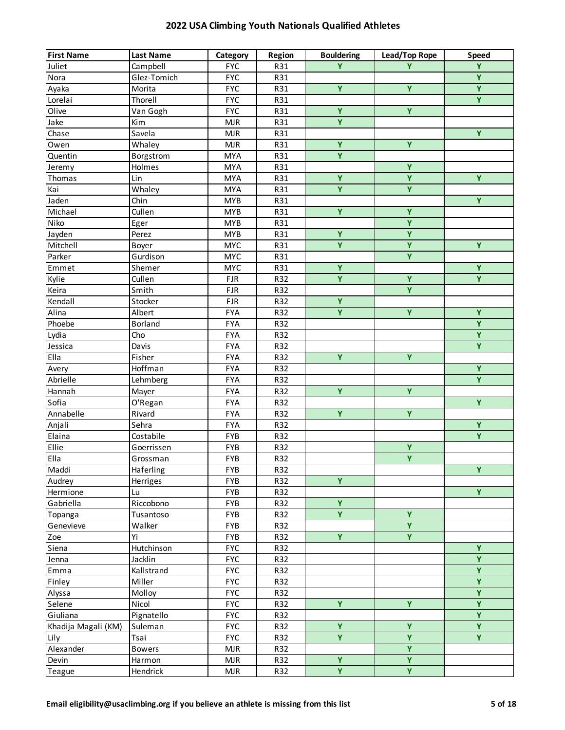## 2022 USA Climbing Youth Nationals Qualified Athletes

| First Name | Last Name | Category | Region | Bouldering | Lead/Top Rope | Speed |
|---|---|---|---|---|---|---|
| Juliet | Campbell | FYC | R31 | Y | Y | Y |
| Nora | Glez-Tomich | FYC | R31 | | | Y |
| Ayaka | Morita | FYC | R31 | Y | Y | Y |
| Lorelai | Thorell | FYC | R31 | | | Y |
| Olive | Van Gogh | FYC | R31 | Y | Y | |
| Jake | Kim | MJR | R31 | Y | | |
| Chase | Savela | MJR | R31 | | | Y |
| Owen | Whaley | MJR | R31 | Y | Y | |
| Quentin | Borgstrom | MYA | R31 | Y | | |
| Jeremy | Holmes | MYA | R31 | | Y | |
| Thomas | Lin | MYA | R31 | Y | Y | Y |
| Kai | Whaley | MYA | R31 | Y | Y | |
| Jaden | Chin | MYB | R31 | | | Y |
| Michael | Cullen | MYB | R31 | Y | Y | |
| Niko | Eger | MYB | R31 | | Y | |
| Jayden | Perez | MYB | R31 | Y | Y | |
| Mitchell | Boyer | MYC | R31 | Y | Y | Y |
| Parker | Gurdison | MYC | R31 | | Y | |
| Emmet | Shemer | MYC | R31 | Y | | Y |
| Kylie | Cullen | FJR | R32 | Y | Y | Y |
| Keira | Smith | FJR | R32 | | Y | |
| Kendall | Stocker | FJR | R32 | Y | | |
| Alina | Albert | FYA | R32 | Y | Y | Y |
| Phoebe | Borland | FYA | R32 | | | Y |
| Lydia | Cho | FYA | R32 | | | Y |
| Jessica | Davis | FYA | R32 | | | Y |
| Ella | Fisher | FYA | R32 | Y | Y | |
| Avery | Hoffman | FYA | R32 | | | Y |
| Abrielle | Lehmberg | FYA | R32 | | | Y |
| Hannah | Mayer | FYA | R32 | Y | Y | |
| Sofia | O'Regan | FYA | R32 | | | Y |
| Annabelle | Rivard | FYA | R32 | Y | Y | |
| Anjali | Sehra | FYA | R32 | | | Y |
| Elaina | Costabile | FYB | R32 | | | Y |
| Ellie | Goerrissen | FYB | R32 | | Y | |
| Ella | Grossman | FYB | R32 | | Y | |
| Maddi | Haferling | FYB | R32 | | | Y |
| Audrey | Herriges | FYB | R32 | Y | | |
| Hermione | Lu | FYB | R32 | | | Y |
| Gabriella | Riccobono | FYB | R32 | Y | | |
| Topanga | Tusantoso | FYB | R32 | Y | Y | |
| Genevieve | Walker | FYB | R32 | | Y | |
| Zoe | Yi | FYB | R32 | Y | Y | |
| Siena | Hutchinson | FYC | R32 | | | Y |
| Jenna | Jacklin | FYC | R32 | | | Y |
| Emma | Kallstrand | FYC | R32 | | | Y |
| Finley | Miller | FYC | R32 | | | Y |
| Alyssa | Molloy | FYC | R32 | | | Y |
| Selene | Nicol | FYC | R32 | Y | Y | Y |
| Giuliana | Pignatello | FYC | R32 | | | Y |
| Khadija Magali (KM) | Suleman | FYC | R32 | Y | Y | Y |
| Lily | Tsai | FYC | R32 | Y | Y | Y |
| Alexander | Bowers | MJR | R32 | | Y | |
| Devin | Harmon | MJR | R32 | Y | Y | |
| Teague | Hendrick | MJR | R32 | Y | Y | |

**Email eligibility@usaclimbing.org if you believe an athlete is missing from this list**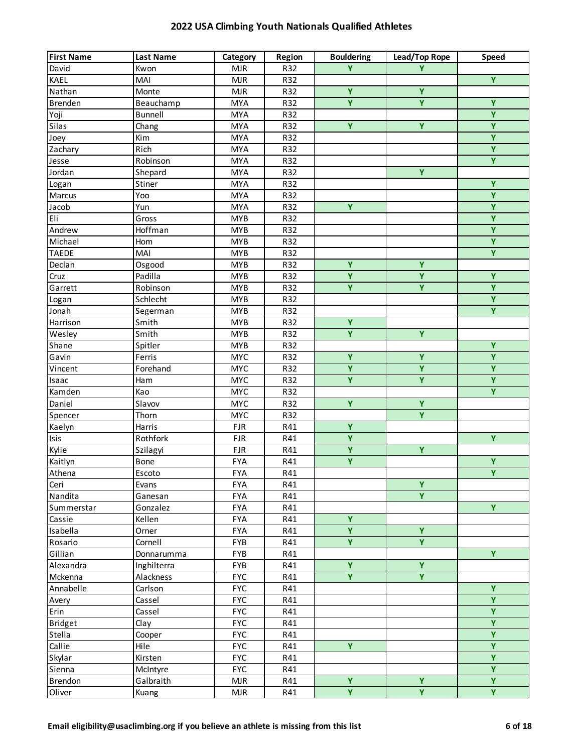## 2022 USA Climbing Youth Nationals Qualified Athletes

| First Name | Last Name | Category | Region | Bouldering | Lead/Top Rope | Speed |
|---|---|---|---|---|---|---|
| David | Kwon | MJR | R32 | Y | Y | |
| KAEL | MAI | MJR | R32 | | | Y |
| Nathan | Monte | MJR | R32 | Y | Y | |
| Brenden | Beauchamp | MYA | R32 | Y | Y | Y |
| Yoji | Bunnell | MYA | R32 | | | Y |
| Silas | Chang | MYA | R32 | Y | Y | Y |
| Joey | Kim | MYA | R32 | | | Y |
| Zachary | Rich | MYA | R32 | | | Y |
| Jesse | Robinson | MYA | R32 | | | Y |
| Jordan | Shepard | MYA | R32 | | Y | |
| Logan | Stiner | MYA | R32 | | | Y |
| Marcus | Yoo | MYA | R32 | | | Y |
| Jacob | Yun | MYA | R32 | Y | | Y |
| Eli | Gross | MYB | R32 | | | Y |
| Andrew | Hoffman | MYB | R32 | | | Y |
| Michael | Hom | MYB | R32 | | | Y |
| TAEDE | MAI | MYB | R32 | | | Y |
| Declan | Osgood | MYB | R32 | Y | Y | |
| Cruz | Padilla | MYB | R32 | Y | Y | Y |
| Garrett | Robinson | MYB | R32 | Y | Y | Y |
| Logan | Schlecht | MYB | R32 | | | Y |
| Jonah | Segerman | MYB | R32 | | | Y |
| Harrison | Smith | MYB | R32 | Y | | |
| Wesley | Smith | MYB | R32 | Y | Y | |
| Shane | Spitler | MYB | R32 | | | Y |
| Gavin | Ferris | MYC | R32 | Y | Y | Y |
| Vincent | Forehand | MYC | R32 | Y | Y | Y |
| Isaac | Ham | MYC | R32 | Y | Y | Y |
| Kamden | Kao | MYC | R32 | | | Y |
| Daniel | Slavov | MYC | R32 | Y | Y | |
| Spencer | Thorn | MYC | R32 | | Y | |
| Kaelyn | Harris | FJR | R41 | Y | | |
| Isis | Rothfork | FJR | R41 | Y | | Y |
| Kylie | Szilagyi | FJR | R41 | Y | Y | |
| Kaitlyn | Bone | FYA | R41 | Y | | Y |
| Athena | Escoto | FYA | R41 | | | Y |
| Ceri | Evans | FYA | R41 | | Y | |
| Nandita | Ganesan | FYA | R41 | | Y | |
| Summerstar | Gonzalez | FYA | R41 | | | Y |
| Cassie | Kellen | FYA | R41 | Y | | |
| Isabella | Orner | FYA | R41 | Y | Y | |
| Rosario | Cornell | FYB | R41 | Y | Y | |
| Gillian | Donnarumma | FYB | R41 | | | Y |
| Alexandra | Inghilterra | FYB | R41 | Y | Y | |
| Mckenna | Alackness | FYC | R41 | Y | Y | |
| Annabelle | Carlson | FYC | R41 | | | Y |
| Avery | Cassel | FYC | R41 | | | Y |
| Erin | Cassel | FYC | R41 | | | Y |
| Bridget | Clay | FYC | R41 | | | Y |
| Stella | Cooper | FYC | R41 | | | Y |
| Callie | Hile | FYC | R41 | Y | | Y |
| Skylar | Kirsten | FYC | R41 | | | Y |
| Sienna | McIntyre | FYC | R41 | | | Y |
| Brendon | Galbraith | MJR | R41 | Y | Y | Y |
| Oliver | Kuang | MJR | R41 | Y | Y | Y |

**Email eligibility@usaclimbing.org if you believe an athlete is missing from this list**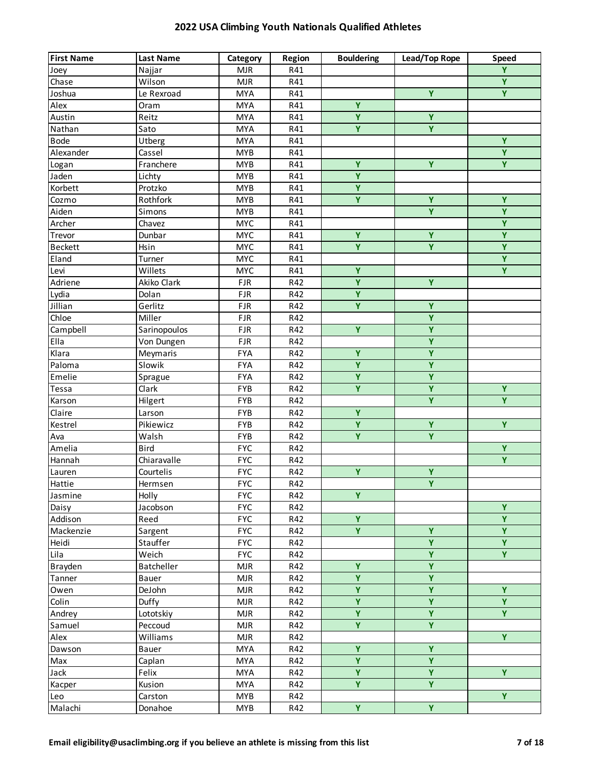# 2022 USA Climbing Youth Nationals Qualified Athletes

| First Name | Last Name | Category | Region | Bouldering | Lead/Top Rope | Speed |
|---|---|---|---|---|---|---|
| Joey | Najjar | MJR | R41 | | | Y |
| Chase | Wilson | MJR | R41 | | | Y |
| Joshua | Le Rexroad | MYA | R41 | | Y | Y |
| Alex | Oram | MYA | R41 | Y | | |
| Austin | Reitz | MYA | R41 | Y | Y | |
| Nathan | Sato | MYA | R41 | Y | Y | |
| Bode | Utberg | MYA | R41 | | | Y |
| Alexander | Cassel | MYB | R41 | | | Y |
| Logan | Franchere | MYB | R41 | Y | Y | Y |
| Jaden | Lichty | MYB | R41 | Y | | |
| Korbett | Protzko | MYB | R41 | Y | | |
| Cozmo | Rothfork | MYB | R41 | Y | Y | Y |
| Aiden | Simons | MYB | R41 | | Y | Y |
| Archer | Chavez | MYC | R41 | | | Y |
| Trevor | Dunbar | MYC | R41 | Y | Y | Y |
| Beckett | Hsin | MYC | R41 | Y | Y | Y |
| Eland | Turner | MYC | R41 | | | Y |
| Levi | Willets | MYC | R41 | Y | | Y |
| Adriene | Akiko Clark | FJR | R42 | Y | Y | |
| Lydia | Dolan | FJR | R42 | Y | | |
| Jillian | Gerlitz | FJR | R42 | Y | Y | |
| Chloe | Miller | FJR | R42 | | Y | |
| Campbell | Sarinopoulos | FJR | R42 | Y | Y | |
| Ella | Von Dungen | FJR | R42 | | Y | |
| Klara | Meymaris | FYA | R42 | Y | Y | |
| Paloma | Slowik | FYA | R42 | Y | Y | |
| Emelie | Sprague | FYA | R42 | Y | Y | |
| Tessa | Clark | FYB | R42 | Y | Y | Y |
| Karson | Hilgert | FYB | R42 | | Y | Y |
| Claire | Larson | FYB | R42 | Y | | |
| Kestrel | Pikiewicz | FYB | R42 | Y | Y | Y |
| Ava | Walsh | FYB | R42 | Y | Y | |
| Amelia | Bird | FYC | R42 | | | Y |
| Hannah | Chiaravalle | FYC | R42 | | | Y |
| Lauren | Courtelis | FYC | R42 | Y | Y | |
| Hattie | Hermsen | FYC | R42 | | Y | |
| Jasmine | Holly | FYC | R42 | Y | | |
| Daisy | Jacobson | FYC | R42 | | | Y |
| Addison | Reed | FYC | R42 | Y | | Y |
| Mackenzie | Sargent | FYC | R42 | Y | Y | Y |
| Heidi | Stauffer | FYC | R42 | | Y | Y |
| Lila | Weich | FYC | R42 | | Y | Y |
| Brayden | Batcheller | MJR | R42 | Y | Y | |
| Tanner | Bauer | MJR | R42 | Y | Y | |
| Owen | DeJohn | MJR | R42 | Y | Y | Y |
| Colin | Duffy | MJR | R42 | Y | Y | Y |
| Andrey | Lototskiy | MJR | R42 | Y | Y | Y |
| Samuel | Peccoud | MJR | R42 | Y | Y | |
| Alex | Williams | MJR | R42 | | | Y |
| Dawson | Bauer | MYA | R42 | Y | Y | |
| Max | Caplan | MYA | R42 | Y | Y | |
| Jack | Felix | MYA | R42 | Y | Y | Y |
| Kacper | Kusion | MYA | R42 | Y | Y | |
| Leo | Carston | MYB | R42 | | | Y |
| Malachi | Donahoe | MYB | R42 | Y | Y | |

**Email eligibility@usaclimbing.org if you believe an athlete is missing from this list**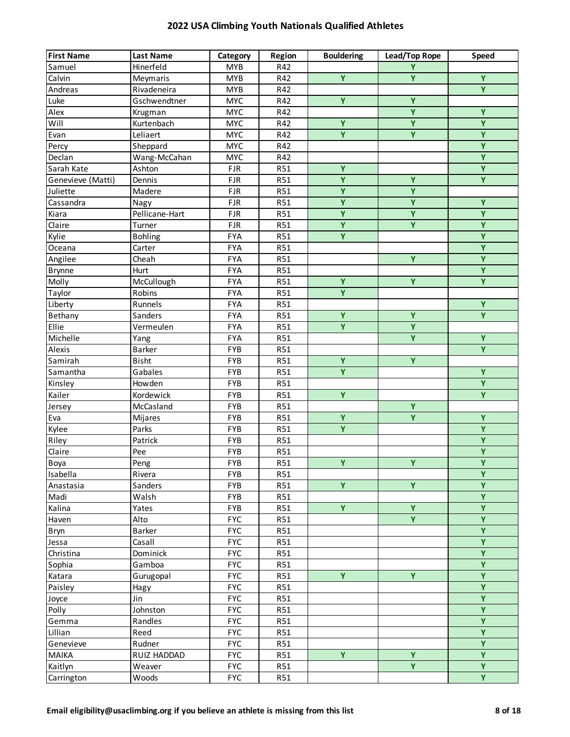# 2022 USA Climbing Youth Nationals Qualified Athletes

| First Name | Last Name | Category | Region | Bouldering | Lead/Top Rope | Speed |
|---|---|---|---|---|---|---|
| Samuel | Hinerfeld | MYB | R42 | | Y | |
| Calvin | Meymaris | MYB | R42 | Y | Y | Y |
| Andreas | Rivadeneira | MYB | R42 | | | Y |
| Luke | Gschwendtner | MYC | R42 | Y | Y | |
| Alex | Krugman | MYC | R42 | | Y | Y |
| Will | Kurtenbach | MYC | R42 | Y | Y | Y |
| Evan | Leliaert | MYC | R42 | Y | Y | Y |
| Percy | Sheppard | MYC | R42 | | | Y |
| Declan | Wang-McCahan | MYC | R42 | | | Y |
| Sarah Kate | Ashton | FJR | R51 | Y | | Y |
| Genevieve (Matti) | Dennis | FJR | R51 | Y | Y | Y |
| Juliette | Madere | FJR | R51 | Y | Y | |
| Cassandra | Nagy | FJR | R51 | Y | Y | Y |
| Kiara | Pellicane-Hart | FJR | R51 | Y | Y | Y |
| Claire | Turner | FJR | R51 | Y | Y | Y |
| Kylie | Bohling | FYA | R51 | Y | | Y |
| Oceana | Carter | FYA | R51 | | | Y |
| Angilee | Cheah | FYA | R51 | | Y | Y |
| Brynne | Hurt | FYA | R51 | | | Y |
| Molly | McCullough | FYA | R51 | Y | Y | Y |
| Taylor | Robins | FYA | R51 | Y | | |
| Liberty | Runnels | FYA | R51 | | | Y |
| Bethany | Sanders | FYA | R51 | Y | Y | Y |
| Ellie | Vermeulen | FYA | R51 | Y | Y | |
| Michelle | Yang | FYA | R51 | | Y | Y |
| Alexis | Barker | FYB | R51 | | | Y |
| Samirah | Bisht | FYB | R51 | Y | Y | |
| Samantha | Gabales | FYB | R51 | Y | | Y |
| Kinsley | Howden | FYB | R51 | | | Y |
| Kailer | Kordewick | FYB | R51 | Y | | Y |
| Jersey | McCasland | FYB | R51 | | Y | |
| Eva | Mijares | FYB | R51 | Y | Y | Y |
| Kylee | Parks | FYB | R51 | Y | | Y |
| Riley | Patrick | FYB | R51 | | | Y |
| Claire | Pee | FYB | R51 | | | Y |
| Boya | Peng | FYB | R51 | Y | Y | Y |
| Isabella | Rivera | FYB | R51 | | | Y |
| Anastasia | Sanders | FYB | R51 | Y | Y | Y |
| Madi | Walsh | FYB | R51 | | | Y |
| Kalina | Yates | FYB | R51 | Y | Y | Y |
| Haven | Alto | FYC | R51 | | Y | Y |
| Bryn | Barker | FYC | R51 | | | Y |
| Jessa | Casall | FYC | R51 | | | Y |
| Christina | Dominick | FYC | R51 | | | Y |
| Sophia | Gamboa | FYC | R51 | | | Y |
| Katara | Gurugopal | FYC | R51 | Y | Y | Y |
| Paisley | Hagy | FYC | R51 | | | Y |
| Joyce | Jin | FYC | R51 | | | Y |
| Polly | Johnston | FYC | R51 | | | Y |
| Gemma | Randles | FYC | R51 | | | Y |
| Lillian | Reed | FYC | R51 | | | Y |
| Genevieve | Rudner | FYC | R51 | | | Y |
| MAIKA | RUIZ HADDAD | FYC | R51 | Y | Y | Y |
| Kaitlyn | Weaver | FYC | R51 | | Y | Y |
| Carrington | Woods | FYC | R51 | | | Y |

**Email eligibility@usaclimbing.org if you believe an athlete is missing from this list**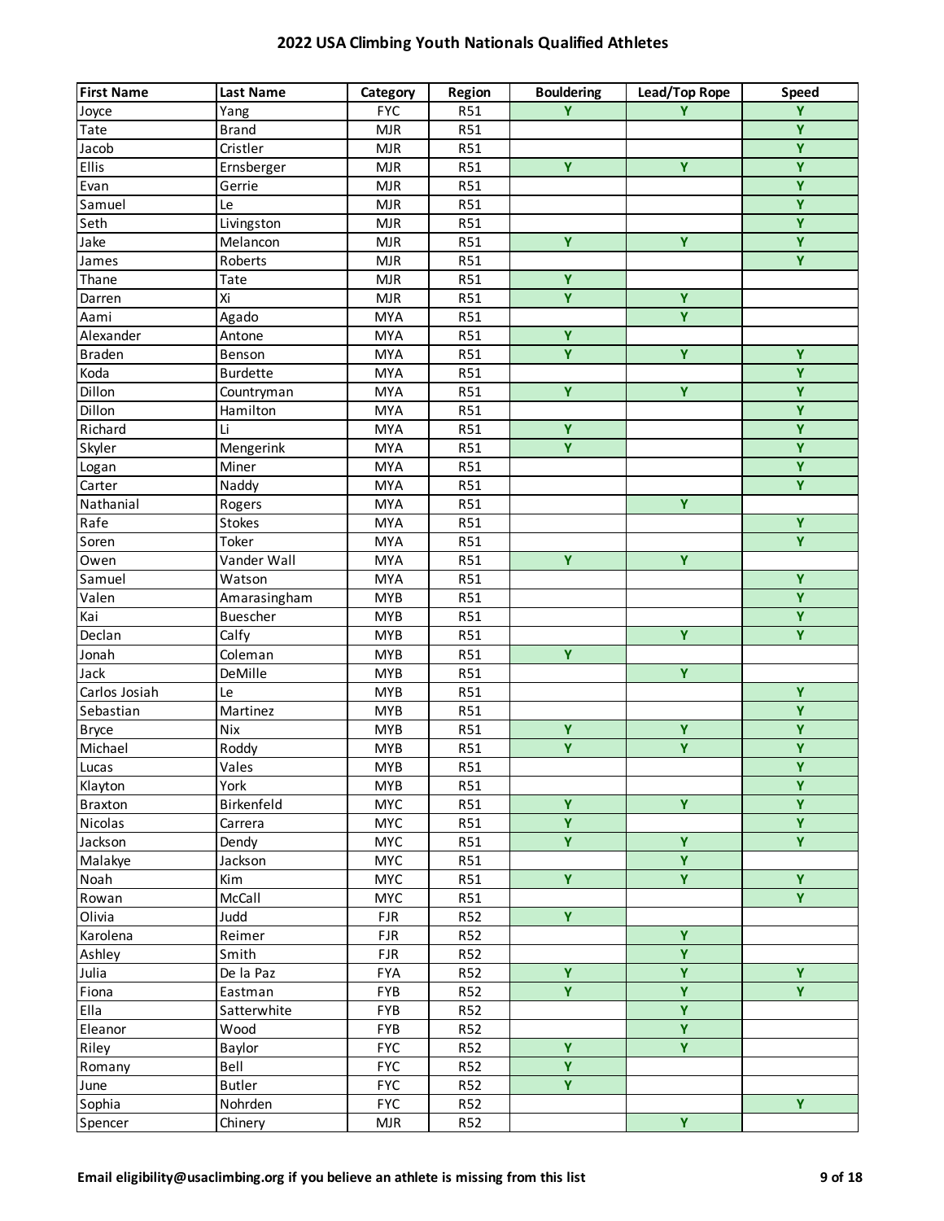# 2022 USA Climbing Youth Nationals Qualified Athletes

| First Name | Last Name | Category | Region | Bouldering | Lead/Top Rope | Speed |
|---|---|---|---|---|---|---|
| Joyce | Yang | FYC | R51 | Y | Y | Y |
| Tate | Brand | MJR | R51 | | | Y |
| Jacob | Cristler | MJR | R51 | | | Y |
| Ellis | Ernsberger | MJR | R51 | Y | Y | Y |
| Evan | Gerrie | MJR | R51 | | | Y |
| Samuel | Le | MJR | R51 | | | Y |
| Seth | Livingston | MJR | R51 | | | Y |
| Jake | Melancon | MJR | R51 | Y | Y | Y |
| James | Roberts | MJR | R51 | | | Y |
| Thane | Tate | MJR | R51 | Y | | |
| Darren | Xi | MJR | R51 | Y | Y | |
| Aami | Agado | MYA | R51 | | Y | |
| Alexander | Antone | MYA | R51 | Y | | |
| Braden | Benson | MYA | R51 | Y | Y | Y |
| Koda | Burdette | MYA | R51 | | | Y |
| Dillon | Countryman | MYA | R51 | Y | Y | Y |
| Dillon | Hamilton | MYA | R51 | | | Y |
| Richard | Li | MYA | R51 | Y | | Y |
| Skyler | Mengerink | MYA | R51 | Y | | Y |
| Logan | Miner | MYA | R51 | | | Y |
| Carter | Naddy | MYA | R51 | | | Y |
| Nathanial | Rogers | MYA | R51 | | Y | |
| Rafe | Stokes | MYA | R51 | | | Y |
| Soren | Toker | MYA | R51 | | | Y |
| Owen | Vander Wall | MYA | R51 | Y | Y | |
| Samuel | Watson | MYA | R51 | | | Y |
| Valen | Amarasingham | MYB | R51 | | | Y |
| Kai | Buescher | MYB | R51 | | | Y |
| Declan | Calfy | MYB | R51 | | Y | Y |
| Jonah | Coleman | MYB | R51 | Y | | |
| Jack | DeMille | MYB | R51 | | Y | |
| Carlos Josiah | Le | MYB | R51 | | | Y |
| Sebastian | Martinez | MYB | R51 | | | Y |
| Bryce | Nix | MYB | R51 | Y | Y | Y |
| Michael | Roddy | MYB | R51 | Y | Y | Y |
| Lucas | Vales | MYB | R51 | | | Y |
| Klayton | York | MYB | R51 | | | Y |
| Braxton | Birkenfeld | MYC | R51 | Y | Y | Y |
| Nicolas | Carrera | MYC | R51 | Y | | Y |
| Jackson | Dendy | MYC | R51 | Y | Y | Y |
| Malakye | Jackson | MYC | R51 | | Y | |
| Noah | Kim | MYC | R51 | Y | Y | Y |
| Rowan | McCall | MYC | R51 | | | Y |
| Olivia | Judd | FJR | R52 | Y | | |
| Karolena | Reimer | FJR | R52 | | Y | |
| Ashley | Smith | FJR | R52 | | Y | |
| Julia | De la Paz | FYA | R52 | Y | Y | Y |
| Fiona | Eastman | FYB | R52 | Y | Y | Y |
| Ella | Satterwhite | FYB | R52 | | Y | |
| Eleanor | Wood | FYB | R52 | | Y | |
| Riley | Baylor | FYC | R52 | Y | Y | |
| Romany | Bell | FYC | R52 | Y | | |
| June | Butler | FYC | R52 | Y | | |
| Sophia | Nohrden | FYC | R52 | | | Y |
| Spencer | Chinery | MJR | R52 | | Y | |

**Email eligibility@usaclimbing.org if you believe an athlete is missing from this list**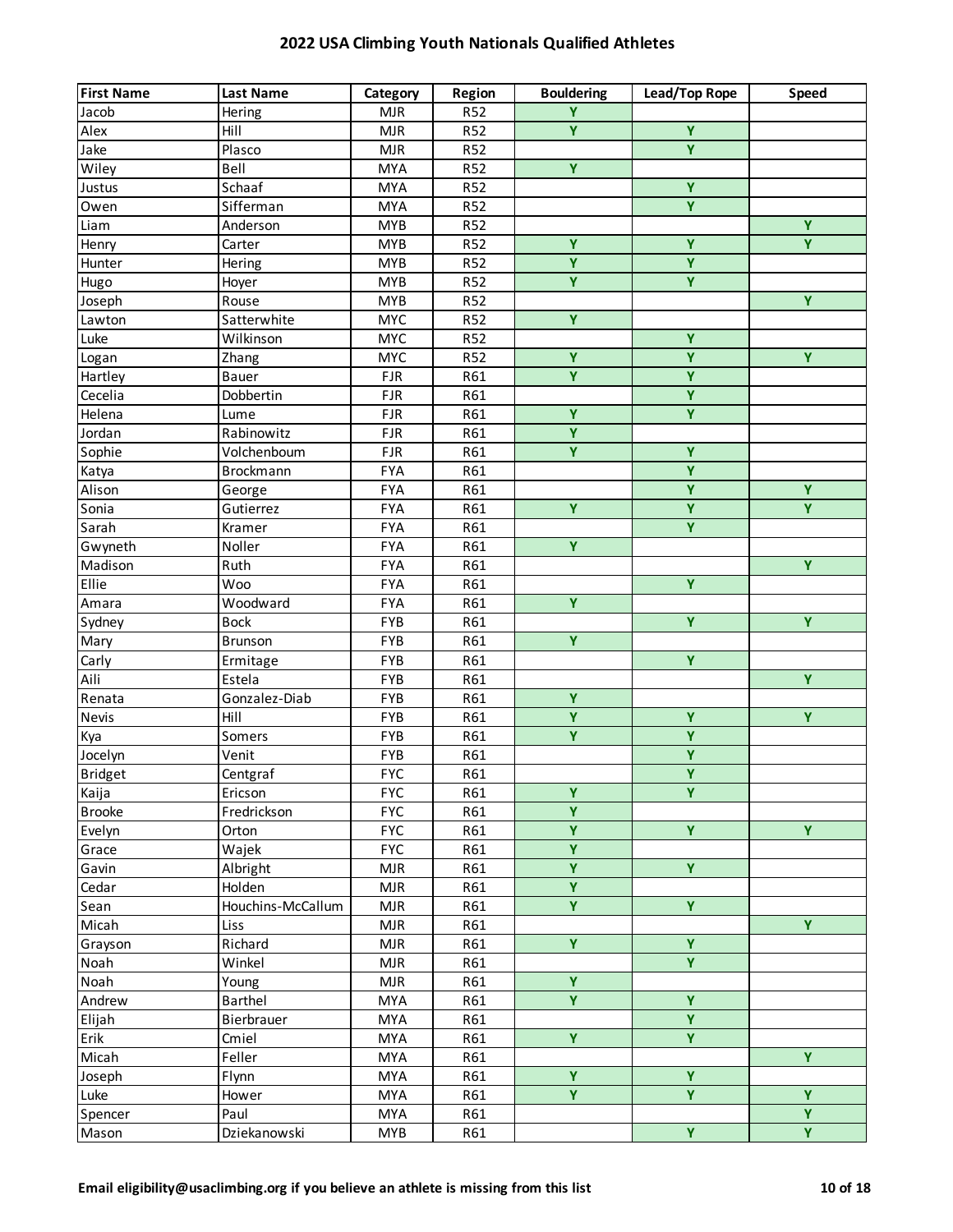## 2022 USA Climbing Youth Nationals Qualified Athletes

| First Name | Last Name | Category | Region | Bouldering | Lead/Top Rope | Speed |
|---|---|---|---|---|---|---|
| Jacob | Hering | MJR | R52 | Y | | |
| Alex | Hill | MJR | R52 | Y | Y | |
| Jake | Plasco | MJR | R52 | | Y | |
| Wiley | Bell | MYA | R52 | Y | | |
| Justus | Schaaf | MYA | R52 | | Y | |
| Owen | Sifferman | MYA | R52 | | Y | |
| Liam | Anderson | MYB | R52 | | | Y |
| Henry | Carter | MYB | R52 | Y | Y | Y |
| Hunter | Hering | MYB | R52 | Y | Y | |
| Hugo | Hoyer | MYB | R52 | Y | Y | |
| Joseph | Rouse | MYB | R52 | | | Y |
| Lawton | Satterwhite | MYC | R52 | Y | | |
| Luke | Wilkinson | MYC | R52 | | Y | |
| Logan | Zhang | MYC | R52 | Y | Y | Y |
| Hartley | Bauer | FJR | R61 | Y | Y | |
| Cecelia | Dobbertin | FJR | R61 | | Y | |
| Helena | Lume | FJR | R61 | Y | Y | |
| Jordan | Rabinowitz | FJR | R61 | Y | | |
| Sophie | Volchenboum | FJR | R61 | Y | Y | |
| Katya | Brockmann | FYA | R61 | | Y | |
| Alison | George | FYA | R61 | | Y | Y |
| Sonia | Gutierrez | FYA | R61 | Y | Y | Y |
| Sarah | Kramer | FYA | R61 | | Y | |
| Gwyneth | Noller | FYA | R61 | Y | | |
| Madison | Ruth | FYA | R61 | | | Y |
| Ellie | Woo | FYA | R61 | | Y | |
| Amara | Woodward | FYA | R61 | Y | | |
| Sydney | Bock | FYB | R61 | | Y | Y |
| Mary | Brunson | FYB | R61 | Y | | |
| Carly | Ermitage | FYB | R61 | | Y | |
| Aili | Estela | FYB | R61 | | | Y |
| Renata | Gonzalez-Diab | FYB | R61 | Y | | |
| Nevis | Hill | FYB | R61 | Y | Y | Y |
| Kya | Somers | FYB | R61 | Y | Y | |
| Jocelyn | Venit | FYB | R61 | | Y | |
| Bridget | Centgraf | FYC | R61 | | Y | |
| Kaija | Ericson | FYC | R61 | Y | Y | |
| Brooke | Fredrickson | FYC | R61 | Y | | |
| Evelyn | Orton | FYC | R61 | Y | Y | Y |
| Grace | Wajek | FYC | R61 | Y | | |
| Gavin | Albright | MJR | R61 | Y | Y | |
| Cedar | Holden | MJR | R61 | Y | | |
| Sean | Houchins-McCallum | MJR | R61 | Y | Y | |
| Micah | Liss | MJR | R61 | | | Y |
| Grayson | Richard | MJR | R61 | Y | Y | |
| Noah | Winkel | MJR | R61 | | Y | |
| Noah | Young | MJR | R61 | Y | | |
| Andrew | Barthel | MYA | R61 | Y | Y | |
| Elijah | Bierbrauer | MYA | R61 | | Y | |
| Erik | Cmiel | MYA | R61 | Y | Y | |
| Micah | Feller | MYA | R61 | | | Y |
| Joseph | Flynn | MYA | R61 | Y | Y | |
| Luke | Hower | MYA | R61 | Y | Y | Y |
| Spencer | Paul | MYA | R61 | | | Y |
| Mason | Dziekanowski | MYB | R61 | | Y | Y |

**Email eligibility@usaclimbing.org if you believe an athlete is missing from this list**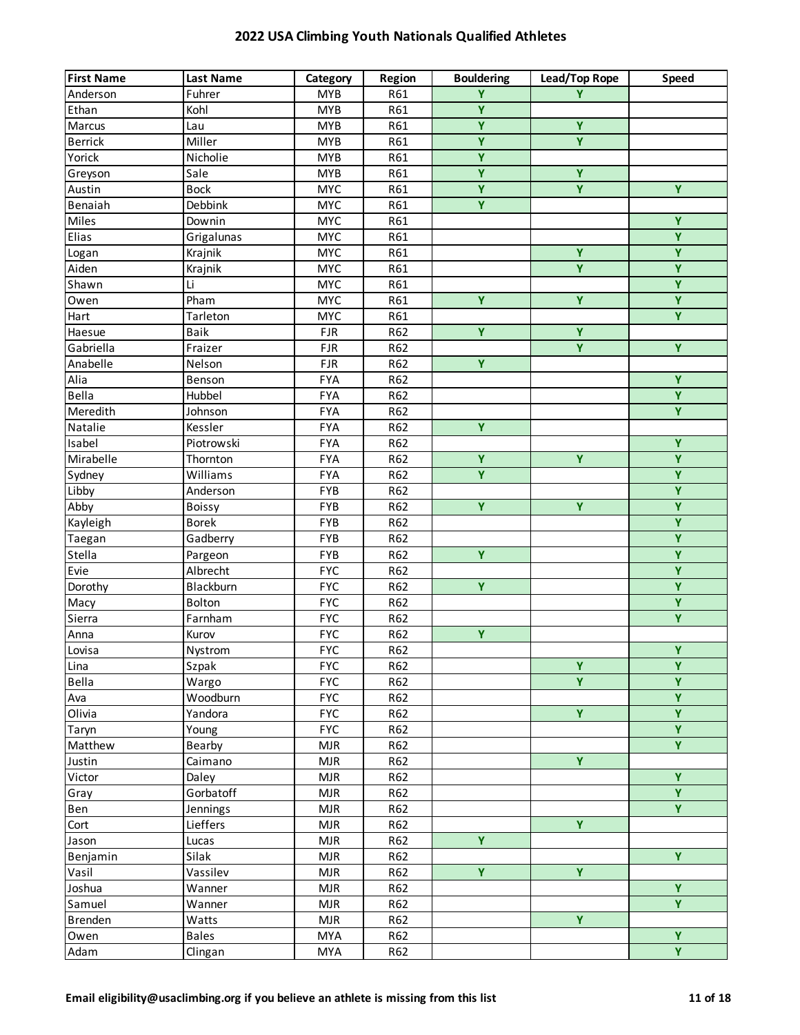# 2022 USA Climbing Youth Nationals Qualified Athletes

| First Name | Last Name | Category | Region | Bouldering | Lead/Top Rope | Speed |
|---|---|---|---|---|---|---|
| Anderson | Fuhrer | MYB | R61 | Y | Y | |
| Ethan | Kohl | MYB | R61 | Y | | |
| Marcus | Lau | MYB | R61 | Y | Y | |
| Berrick | Miller | MYB | R61 | Y | Y | |
| Yorick | Nicholie | MYB | R61 | Y | | |
| Greyson | Sale | MYB | R61 | Y | Y | |
| Austin | Bock | MYC | R61 | Y | Y | Y |
| Benaiah | Debbink | MYC | R61 | Y | | |
| Miles | Downin | MYC | R61 | | | Y |
| Elias | Grigalunas | MYC | R61 | | | Y |
| Logan | Krajnik | MYC | R61 | | Y | Y |
| Aiden | Krajnik | MYC | R61 | | Y | Y |
| Shawn | Li | MYC | R61 | | | Y |
| Owen | Pham | MYC | R61 | Y | Y | Y |
| Hart | Tarleton | MYC | R61 | | | Y |
| Haesue | Baik | FJR | R62 | Y | Y | |
| Gabriella | Fraizer | FJR | R62 | | Y | Y |
| Anabelle | Nelson | FJR | R62 | Y | | |
| Alia | Benson | FYA | R62 | | | Y |
| Bella | Hubbel | FYA | R62 | | | Y |
| Meredith | Johnson | FYA | R62 | | | Y |
| Natalie | Kessler | FYA | R62 | Y | | |
| Isabel | Piotrowski | FYA | R62 | | | Y |
| Mirabelle | Thornton | FYA | R62 | Y | Y | Y |
| Sydney | Williams | FYA | R62 | Y | | Y |
| Libby | Anderson | FYB | R62 | | | Y |
| Abby | Boissy | FYB | R62 | Y | Y | Y |
| Kayleigh | Borek | FYB | R62 | | | Y |
| Taegan | Gadberry | FYB | R62 | | | Y |
| Stella | Pargeon | FYB | R62 | Y | | Y |
| Evie | Albrecht | FYC | R62 | | | Y |
| Dorothy | Blackburn | FYC | R62 | Y | | Y |
| Macy | Bolton | FYC | R62 | | | Y |
| Sierra | Farnham | FYC | R62 | | | Y |
| Anna | Kurov | FYC | R62 | Y | | |
| Lovisa | Nystrom | FYC | R62 | | | Y |
| Lina | Szpak | FYC | R62 | | Y | Y |
| Bella | Wargo | FYC | R62 | | Y | Y |
| Ava | Woodburn | FYC | R62 | | | Y |
| Olivia | Yandora | FYC | R62 | | Y | Y |
| Taryn | Young | FYC | R62 | | | Y |
| Matthew | Bearby | MJR | R62 | | | Y |
| Justin | Caimano | MJR | R62 | | Y | |
| Victor | Daley | MJR | R62 | | | Y |
| Gray | Gorbatoff | MJR | R62 | | | Y |
| Ben | Jennings | MJR | R62 | | | Y |
| Cort | Lieffers | MJR | R62 | | Y | |
| Jason | Lucas | MJR | R62 | Y | | |
| Benjamin | Silak | MJR | R62 | | | Y |
| Vasil | Vassilev | MJR | R62 | Y | Y | |
| Joshua | Wanner | MJR | R62 | | | Y |
| Samuel | Wanner | MJR | R62 | | | Y |
| Brenden | Watts | MJR | R62 | | Y | |
| Owen | Bales | MYA | R62 | | | Y |
| Adam | Clingan | MYA | R62 | | | Y |

**Email eligibility@usaclimbing.org if you believe an athlete is missing from this list**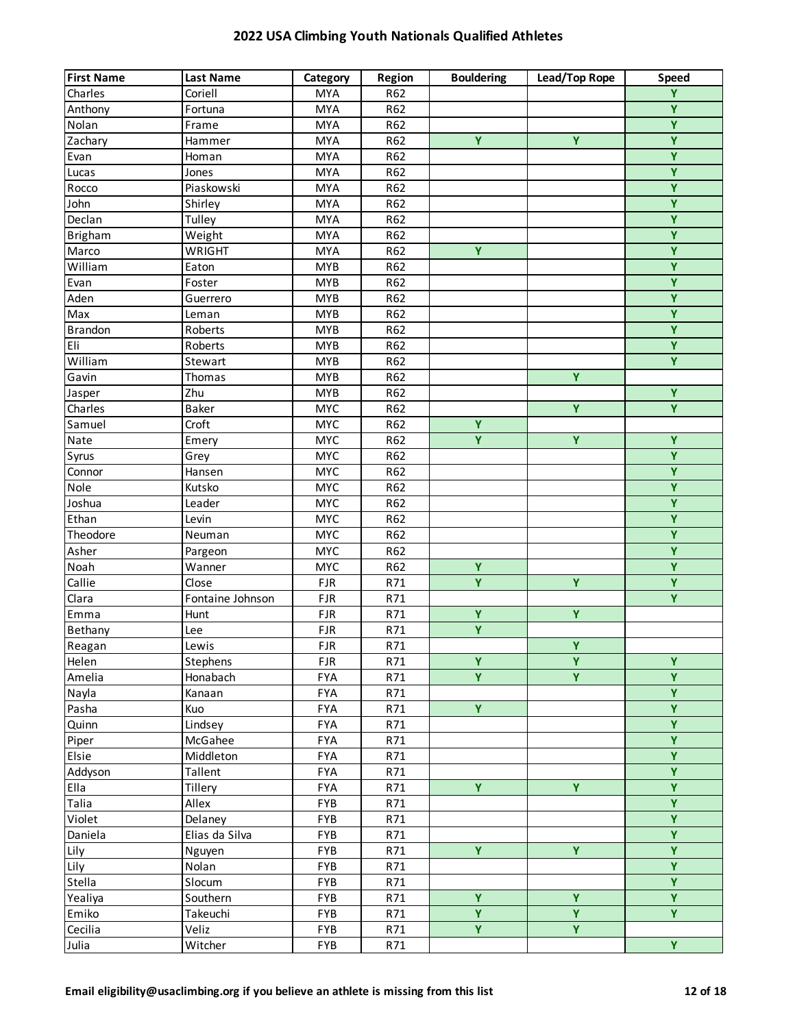# 2022 USA Climbing Youth Nationals Qualified Athletes

| First Name | Last Name | Category | Region | Bouldering | Lead/Top Rope | Speed |
|---|---|---|---|---|---|---|
| Charles | Coriell | MYA | R62 | | | Y |
| Anthony | Fortuna | MYA | R62 | | | Y |
| Nolan | Frame | MYA | R62 | | | Y |
| Zachary | Hammer | MYA | R62 | Y | Y | Y |
| Evan | Homan | MYA | R62 | | | Y |
| Lucas | Jones | MYA | R62 | | | Y |
| Rocco | Piaskowski | MYA | R62 | | | Y |
| John | Shirley | MYA | R62 | | | Y |
| Declan | Tulley | MYA | R62 | | | Y |
| Brigham | Weight | MYA | R62 | | | Y |
| Marco | WRIGHT | MYA | R62 | Y | | Y |
| William | Eaton | MYB | R62 | | | Y |
| Evan | Foster | MYB | R62 | | | Y |
| Aden | Guerrero | MYB | R62 | | | Y |
| Max | Leman | MYB | R62 | | | Y |
| Brandon | Roberts | MYB | R62 | | | Y |
| Eli | Roberts | MYB | R62 | | | Y |
| William | Stewart | MYB | R62 | | | Y |
| Gavin | Thomas | MYB | R62 | | Y | |
| Jasper | Zhu | MYB | R62 | | | Y |
| Charles | Baker | MYC | R62 | | Y | Y |
| Samuel | Croft | MYC | R62 | Y | | |
| Nate | Emery | MYC | R62 | Y | Y | Y |
| Syrus | Grey | MYC | R62 | | | Y |
| Connor | Hansen | MYC | R62 | | | Y |
| Nole | Kutsko | MYC | R62 | | | Y |
| Joshua | Leader | MYC | R62 | | | Y |
| Ethan | Levin | MYC | R62 | | | Y |
| Theodore | Neuman | MYC | R62 | | | Y |
| Asher | Pargeon | MYC | R62 | | | Y |
| Noah | Wanner | MYC | R62 | Y | | Y |
| Callie | Close | FJR | R71 | Y | Y | Y |
| Clara | Fontaine Johnson | FJR | R71 | | | Y |
| Emma | Hunt | FJR | R71 | Y | Y | |
| Bethany | Lee | FJR | R71 | Y | | |
| Reagan | Lewis | FJR | R71 | | Y | |
| Helen | Stephens | FJR | R71 | Y | Y | Y |
| Amelia | Honabach | FYA | R71 | Y | Y | Y |
| Nayla | Kanaan | FYA | R71 | | | Y |
| Pasha | Kuo | FYA | R71 | Y | | Y |
| Quinn | Lindsey | FYA | R71 | | | Y |
| Piper | McGahee | FYA | R71 | | | Y |
| Elsie | Middleton | FYA | R71 | | | Y |
| Addyson | Tallent | FYA | R71 | | | Y |
| Ella | Tillery | FYA | R71 | Y | Y | Y |
| Talia | Allex | FYB | R71 | | | Y |
| Violet | Delaney | FYB | R71 | | | Y |
| Daniela | Elias da Silva | FYB | R71 | | | Y |
| Lily | Nguyen | FYB | R71 | Y | Y | Y |
| Lily | Nolan | FYB | R71 | | | Y |
| Stella | Slocum | FYB | R71 | | | Y |
| Yealiya | Southern | FYB | R71 | Y | Y | Y |
| Emiko | Takeuchi | FYB | R71 | Y | Y | Y |
| Cecilia | Veliz | FYB | R71 | Y | Y | |
| Julia | Witcher | FYB | R71 | | | Y |

**Email eligibility@usaclimbing.org if you believe an athlete is missing from this list**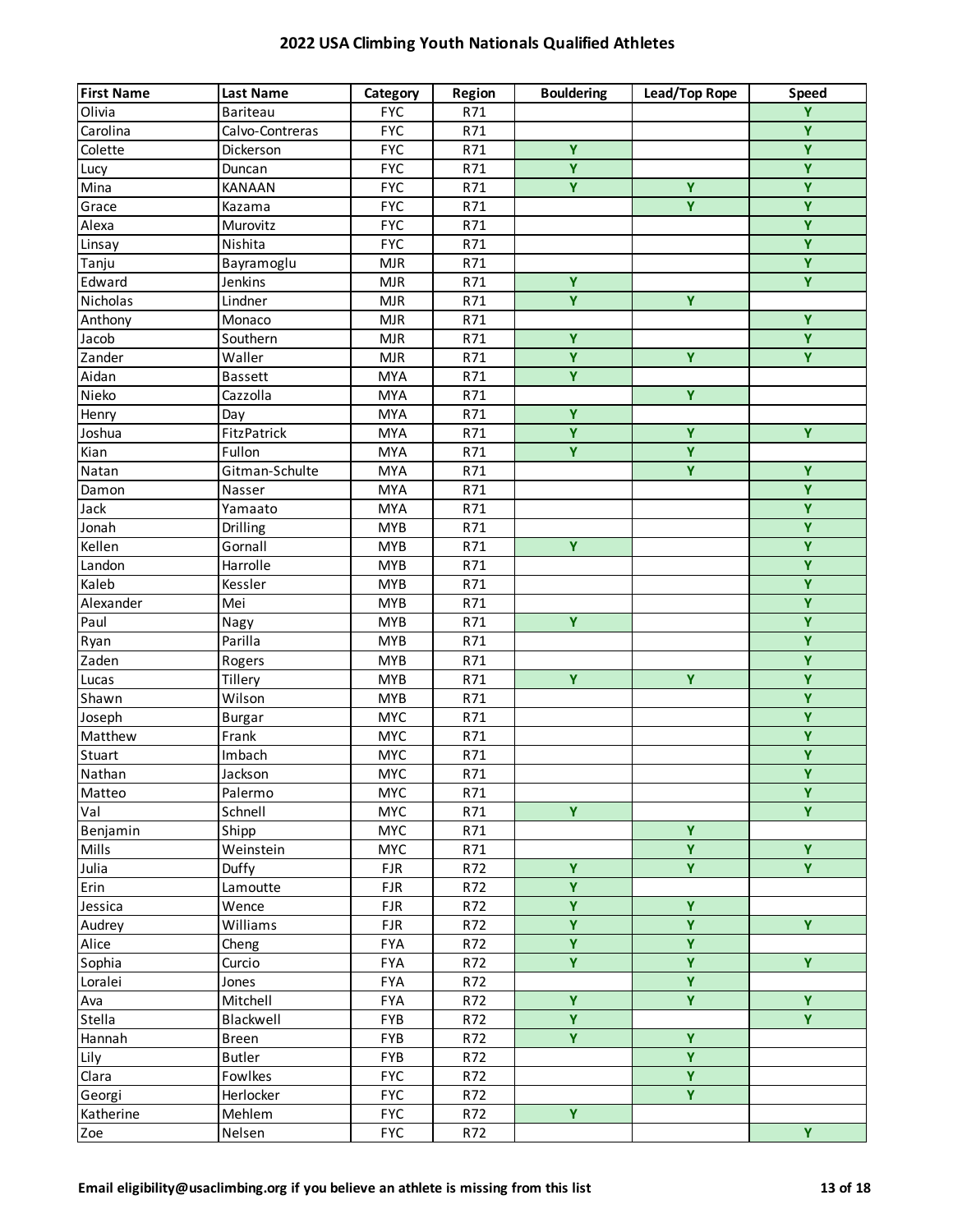# 2022 USA Climbing Youth Nationals Qualified Athletes

| First Name | Last Name | Category | Region | Bouldering | Lead/Top Rope | Speed |
|---|---|---|---|---|---|---|
| Olivia | Bariteau | FYC | R71 | | | Y |
| Carolina | Calvo-Contreras | FYC | R71 | | | Y |
| Colette | Dickerson | FYC | R71 | Y | | Y |
| Lucy | Duncan | FYC | R71 | Y | | Y |
| Mina | KANAAN | FYC | R71 | Y | Y | Y |
| Grace | Kazama | FYC | R71 | | Y | Y |
| Alexa | Murovitz | FYC | R71 | | | Y |
| Linsay | Nishita | FYC | R71 | | | Y |
| Tanju | Bayramoglu | MJR | R71 | | | Y |
| Edward | Jenkins | MJR | R71 | Y | | Y |
| Nicholas | Lindner | MJR | R71 | Y | Y | |
| Anthony | Monaco | MJR | R71 | | | Y |
| Jacob | Southern | MJR | R71 | Y | | Y |
| Zander | Waller | MJR | R71 | Y | Y | Y |
| Aidan | Bassett | MYA | R71 | Y | | |
| Nieko | Cazzolla | MYA | R71 | | Y | |
| Henry | Day | MYA | R71 | Y | | |
| Joshua | FitzPatrick | MYA | R71 | Y | Y | Y |
| Kian | Fullon | MYA | R71 | Y | Y | |
| Natan | Gitman-Schulte | MYA | R71 | | Y | Y |
| Damon | Nasser | MYA | R71 | | | Y |
| Jack | Yamaato | MYA | R71 | | | Y |
| Jonah | Drilling | MYB | R71 | | | Y |
| Kellen | Gornall | MYB | R71 | Y | | Y |
| Landon | Harrolle | MYB | R71 | | | Y |
| Kaleb | Kessler | MYB | R71 | | | Y |
| Alexander | Mei | MYB | R71 | | | Y |
| Paul | Nagy | MYB | R71 | Y | | Y |
| Ryan | Parilla | MYB | R71 | | | Y |
| Zaden | Rogers | MYB | R71 | | | Y |
| Lucas | Tillery | MYB | R71 | Y | Y | Y |
| Shawn | Wilson | MYB | R71 | | | Y |
| Joseph | Burgar | MYC | R71 | | | Y |
| Matthew | Frank | MYC | R71 | | | Y |
| Stuart | Imbach | MYC | R71 | | | Y |
| Nathan | Jackson | MYC | R71 | | | Y |
| Matteo | Palermo | MYC | R71 | | | Y |
| Val | Schnell | MYC | R71 | Y | | Y |
| Benjamin | Shipp | MYC | R71 | | Y | |
| Mills | Weinstein | MYC | R71 | | Y | Y |
| Julia | Duffy | FJR | R72 | Y | Y | Y |
| Erin | Lamoutte | FJR | R72 | Y | | |
| Jessica | Wence | FJR | R72 | Y | Y | |
| Audrey | Williams | FJR | R72 | Y | Y | Y |
| Alice | Cheng | FYA | R72 | Y | Y | |
| Sophia | Curcio | FYA | R72 | Y | Y | Y |
| Loralei | Jones | FYA | R72 | | Y | |
| Ava | Mitchell | FYA | R72 | Y | Y | Y |
| Stella | Blackwell | FYB | R72 | Y | | Y |
| Hannah | Breen | FYB | R72 | Y | Y | |
| Lily | Butler | FYB | R72 | | Y | |
| Clara | Fowlkes | FYC | R72 | | Y | |
| Georgi | Herlocker | FYC | R72 | | Y | |
| Katherine | Mehlem | FYC | R72 | Y | | |
| Zoe | Nelsen | FYC | R72 | | | Y |

**Email eligibility@usaclimbing.org if you believe an athlete is missing from this list**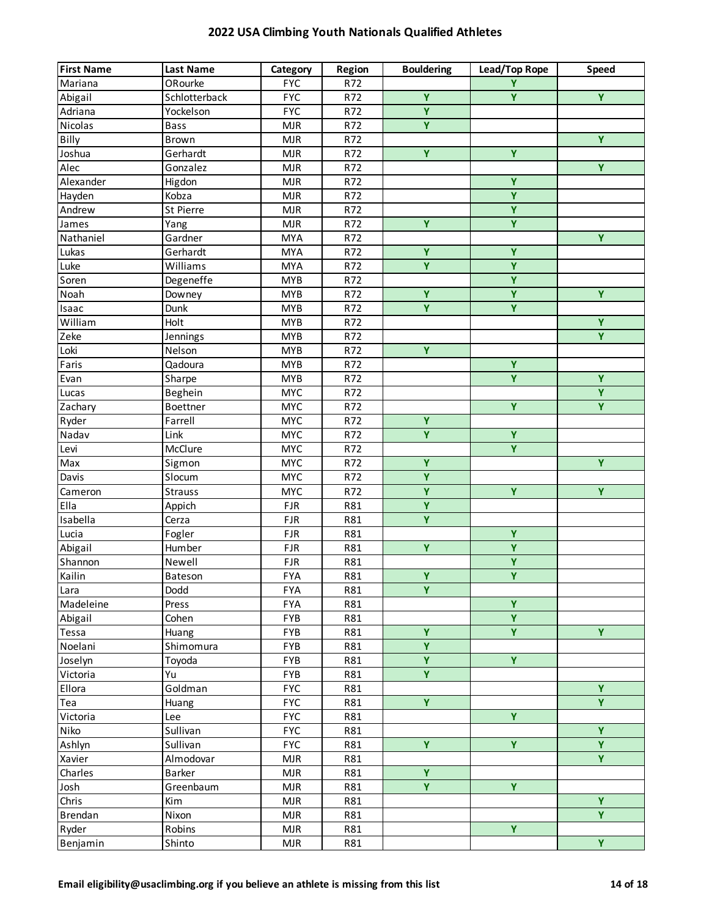# 2022 USA Climbing Youth Nationals Qualified Athletes

| First Name | Last Name | Category | Region | Bouldering | Lead/Top Rope | Speed |
|---|---|---|---|---|---|---|
| Mariana | ORourke | FYC | R72 | | Y | |
| Abigail | Schlotterback | FYC | R72 | Y | Y | Y |
| Adriana | Yockelson | FYC | R72 | Y | | |
| Nicolas | Bass | MJR | R72 | Y | | |
| Billy | Brown | MJR | R72 | | | Y |
| Joshua | Gerhardt | MJR | R72 | Y | Y | |
| Alec | Gonzalez | MJR | R72 | | | Y |
| Alexander | Higdon | MJR | R72 | | Y | |
| Hayden | Kobza | MJR | R72 | | Y | |
| Andrew | St Pierre | MJR | R72 | | Y | |
| James | Yang | MJR | R72 | Y | Y | |
| Nathaniel | Gardner | MYA | R72 | | | Y |
| Lukas | Gerhardt | MYA | R72 | Y | Y | |
| Luke | Williams | MYA | R72 | Y | Y | |
| Soren | Degeneffe | MYB | R72 | | Y | |
| Noah | Downey | MYB | R72 | Y | Y | Y |
| Isaac | Dunk | MYB | R72 | Y | Y | |
| William | Holt | MYB | R72 | | | Y |
| Zeke | Jennings | MYB | R72 | | | Y |
| Loki | Nelson | MYB | R72 | Y | | |
| Faris | Qadoura | MYB | R72 | | Y | |
| Evan | Sharpe | MYB | R72 | | Y | Y |
| Lucas | Beghein | MYC | R72 | | | Y |
| Zachary | Boettner | MYC | R72 | | Y | Y |
| Ryder | Farrell | MYC | R72 | Y | | |
| Nadav | Link | MYC | R72 | Y | Y | |
| Levi | McClure | MYC | R72 | | Y | |
| Max | Sigmon | MYC | R72 | Y | | Y |
| Davis | Slocum | MYC | R72 | Y | | |
| Cameron | Strauss | MYC | R72 | Y | Y | Y |
| Ella | Appich | FJR | R81 | Y | | |
| Isabella | Cerza | FJR | R81 | Y | | |
| Lucia | Fogler | FJR | R81 | | Y | |
| Abigail | Humber | FJR | R81 | Y | Y | |
| Shannon | Newell | FJR | R81 | | Y | |
| Kailin | Bateson | FYA | R81 | Y | Y | |
| Lara | Dodd | FYA | R81 | Y | | |
| Madeleine | Press | FYA | R81 | | Y | |
| Abigail | Cohen | FYB | R81 | | Y | |
| Tessa | Huang | FYB | R81 | Y | Y | Y |
| Noelani | Shimomura | FYB | R81 | Y | | |
| Joselyn | Toyoda | FYB | R81 | Y | Y | |
| Victoria | Yu | FYB | R81 | Y | | |
| Ellora | Goldman | FYC | R81 | | | Y |
| Tea | Huang | FYC | R81 | Y | | Y |
| Victoria | Lee | FYC | R81 | | Y | |
| Niko | Sullivan | FYC | R81 | | | Y |
| Ashlyn | Sullivan | FYC | R81 | Y | Y | Y |
| Xavier | Almodovar | MJR | R81 | | | Y |
| Charles | Barker | MJR | R81 | Y | | |
| Josh | Greenbaum | MJR | R81 | Y | Y | |
| Chris | Kim | MJR | R81 | | | Y |
| Brendan | Nixon | MJR | R81 | | | Y |
| Ryder | Robins | MJR | R81 | | Y | |
| Benjamin | Shinto | MJR | R81 | | | Y |

**Email eligibility@usaclimbing.org if you believe an athlete is missing from this list**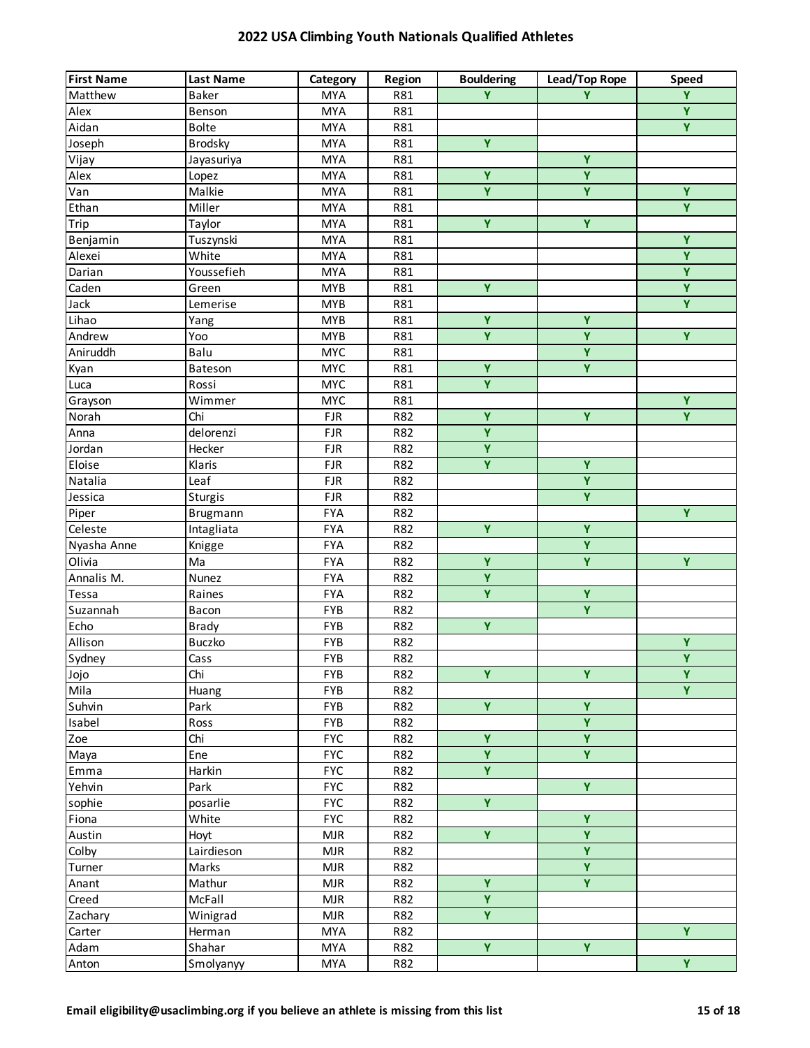## 2022 USA Climbing Youth Nationals Qualified Athletes

| First Name | Last Name | Category | Region | Bouldering | Lead/Top Rope | Speed |
|---|---|---|---|---|---|---|
| Matthew | Baker | MYA | R81 | Y | Y | Y |
| Alex | Benson | MYA | R81 | | | Y |
| Aidan | Bolte | MYA | R81 | | | Y |
| Joseph | Brodsky | MYA | R81 | Y | | |
| Vijay | Jayasuriya | MYA | R81 | | Y | |
| Alex | Lopez | MYA | R81 | Y | Y | |
| Van | Malkie | MYA | R81 | Y | Y | Y |
| Ethan | Miller | MYA | R81 | | | Y |
| Trip | Taylor | MYA | R81 | Y | Y | |
| Benjamin | Tuszynski | MYA | R81 | | | Y |
| Alexei | White | MYA | R81 | | | Y |
| Darian | Youssefieh | MYA | R81 | | | Y |
| Caden | Green | MYB | R81 | Y | | Y |
| Jack | Lemerise | MYB | R81 | | | Y |
| Lihao | Yang | MYB | R81 | Y | Y | |
| Andrew | Yoo | MYB | R81 | Y | Y | Y |
| Aniruddh | Balu | MYC | R81 | | Y | |
| Kyan | Bateson | MYC | R81 | Y | Y | |
| Luca | Rossi | MYC | R81 | Y | | |
| Grayson | Wimmer | MYC | R81 | | | Y |
| Norah | Chi | FJR | R82 | Y | Y | Y |
| Anna | delorenzi | FJR | R82 | Y | | |
| Jordan | Hecker | FJR | R82 | Y | | |
| Eloise | Klaris | FJR | R82 | Y | Y | |
| Natalia | Leaf | FJR | R82 | | Y | |
| Jessica | Sturgis | FJR | R82 | | Y | |
| Piper | Brugmann | FYA | R82 | | | Y |
| Celeste | Intagliata | FYA | R82 | Y | Y | |
| Nyasha Anne | Knigge | FYA | R82 | | Y | |
| Olivia | Ma | FYA | R82 | Y | Y | Y |
| Annalis M. | Nunez | FYA | R82 | Y | | |
| Tessa | Raines | FYA | R82 | Y | Y | |
| Suzannah | Bacon | FYB | R82 | | Y | |
| Echo | Brady | FYB | R82 | Y | | |
| Allison | Buczko | FYB | R82 | | | Y |
| Sydney | Cass | FYB | R82 | | | Y |
| Jojo | Chi | FYB | R82 | Y | Y | Y |
| Mila | Huang | FYB | R82 | | | Y |
| Suhvin | Park | FYB | R82 | Y | Y | |
| Isabel | Ross | FYB | R82 | | Y | |
| Zoe | Chi | FYC | R82 | Y | Y | |
| Maya | Ene | FYC | R82 | Y | Y | |
| Emma | Harkin | FYC | R82 | Y | | |
| Yehvin | Park | FYC | R82 | | Y | |
| sophie | posarlie | FYC | R82 | Y | | |
| Fiona | White | FYC | R82 | | Y | |
| Austin | Hoyt | MJR | R82 | Y | Y | |
| Colby | Lairdieson | MJR | R82 | | Y | |
| Turner | Marks | MJR | R82 | | Y | |
| Anant | Mathur | MJR | R82 | Y | Y | |
| Creed | McFall | MJR | R82 | Y | | |
| Zachary | Winigrad | MJR | R82 | Y | | |
| Carter | Herman | MYA | R82 | | | Y |
| Adam | Shahar | MYA | R82 | Y | Y | |
| Anton | Smolyanyy | MYA | R82 | | | Y |

**Email eligibility@usaclimbing.org if you believe an athlete is missing from this list**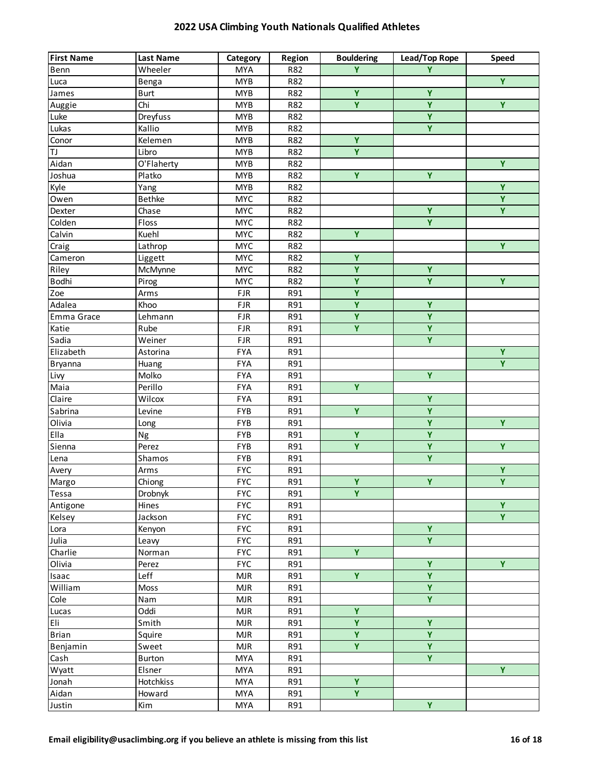# 2022 USA Climbing Youth Nationals Qualified Athletes

| First Name | Last Name | Category | Region | Bouldering | Lead/Top Rope | Speed |
|---|---|---|---|---|---|---|
| Benn | Wheeler | MYA | R82 | Y | Y | |
| Luca | Benga | MYB | R82 | | | Y |
| James | Burt | MYB | R82 | Y | Y | |
| Auggie | Chi | MYB | R82 | Y | Y | Y |
| Luke | Dreyfuss | MYB | R82 | | Y | |
| Lukas | Kallio | MYB | R82 | | Y | |
| Conor | Kelemen | MYB | R82 | Y | | |
| TJ | Libro | MYB | R82 | Y | | |
| Aidan | O'Flaherty | MYB | R82 | | | Y |
| Joshua | Platko | MYB | R82 | Y | Y | |
| Kyle | Yang | MYB | R82 | | | Y |
| Owen | Bethke | MYC | R82 | | | Y |
| Dexter | Chase | MYC | R82 | | Y | Y |
| Colden | Floss | MYC | R82 | | Y | |
| Calvin | Kuehl | MYC | R82 | Y | | |
| Craig | Lathrop | MYC | R82 | | | Y |
| Cameron | Liggett | MYC | R82 | Y | | |
| Riley | McMynne | MYC | R82 | Y | Y | |
| Bodhi | Pirog | MYC | R82 | Y | Y | Y |
| Zoe | Arms | FJR | R91 | Y | | |
| Adalea | Khoo | FJR | R91 | Y | Y | |
| Emma Grace | Lehmann | FJR | R91 | Y | Y | |
| Katie | Rube | FJR | R91 | Y | Y | |
| Sadia | Weiner | FJR | R91 | | Y | |
| Elizabeth | Astorina | FYA | R91 | | | Y |
| Bryanna | Huang | FYA | R91 | | | Y |
| Livy | Molko | FYA | R91 | | Y | |
| Maia | Perillo | FYA | R91 | Y | | |
| Claire | Wilcox | FYA | R91 | | Y | |
| Sabrina | Levine | FYB | R91 | Y | Y | |
| Olivia | Long | FYB | R91 | | Y | Y |
| Ella | Ng | FYB | R91 | Y | Y | |
| Sienna | Perez | FYB | R91 | Y | Y | Y |
| Lena | Shamos | FYB | R91 | | Y | |
| Avery | Arms | FYC | R91 | | | Y |
| Margo | Chiong | FYC | R91 | Y | Y | Y |
| Tessa | Drobnyk | FYC | R91 | Y | | |
| Antigone | Hines | FYC | R91 | | | Y |
| Kelsey | Jackson | FYC | R91 | | | Y |
| Lora | Kenyon | FYC | R91 | | Y | |
| Julia | Leavy | FYC | R91 | | Y | |
| Charlie | Norman | FYC | R91 | Y | | |
| Olivia | Perez | FYC | R91 | | Y | Y |
| Isaac | Leff | MJR | R91 | Y | Y | |
| William | Moss | MJR | R91 | | Y | |
| Cole | Nam | MJR | R91 | | Y | |
| Lucas | Oddi | MJR | R91 | Y | | |
| Eli | Smith | MJR | R91 | Y | Y | |
| Brian | Squire | MJR | R91 | Y | Y | |
| Benjamin | Sweet | MJR | R91 | Y | Y | |
| Cash | Burton | MYA | R91 | | Y | |
| Wyatt | Elsner | MYA | R91 | | | Y |
| Jonah | Hotchkiss | MYA | R91 | Y | | |
| Aidan | Howard | MYA | R91 | Y | | |
| Justin | Kim | MYA | R91 | | Y | |

**Email eligibility@usaclimbing.org if you believe an athlete is missing from this list**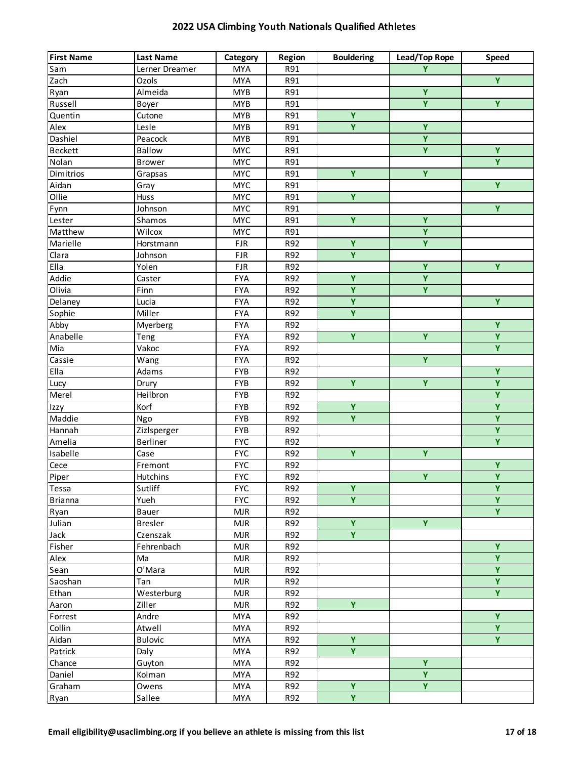# 2022 USA Climbing Youth Nationals Qualified Athletes

| First Name | Last Name | Category | Region | Bouldering | Lead/Top Rope | Speed |
|---|---|---|---|---|---|---|
| Sam | Lerner Dreamer | MYA | R91 | | Y | |
| Zach | Ozols | MYA | R91 | | | Y |
| Ryan | Almeida | MYB | R91 | | Y | |
| Russell | Boyer | MYB | R91 | | Y | Y |
| Quentin | Cutone | MYB | R91 | Y | | |
| Alex | Lesle | MYB | R91 | Y | Y | |
| Dashiel | Peacock | MYB | R91 | | Y | |
| Beckett | Ballow | MYC | R91 | | Y | Y |
| Nolan | Brower | MYC | R91 | | | Y |
| Dimitrios | Grapsas | MYC | R91 | Y | Y | |
| Aidan | Gray | MYC | R91 | | | Y |
| Ollie | Huss | MYC | R91 | Y | | |
| Fynn | Johnson | MYC | R91 | | | Y |
| Lester | Shamos | MYC | R91 | Y | Y | |
| Matthew | Wilcox | MYC | R91 | | Y | |
| Marielle | Horstmann | FJR | R92 | Y | Y | |
| Clara | Johnson | FJR | R92 | Y | | |
| Ella | Yolen | FJR | R92 | | Y | Y |
| Addie | Caster | FYA | R92 | Y | Y | |
| Olivia | Finn | FYA | R92 | Y | Y | |
| Delaney | Lucia | FYA | R92 | Y | | Y |
| Sophie | Miller | FYA | R92 | Y | | |
| Abby | Myerberg | FYA | R92 | | | Y |
| Anabelle | Teng | FYA | R92 | Y | Y | Y |
| Mia | Vakoc | FYA | R92 | | | Y |
| Cassie | Wang | FYA | R92 | | Y | |
| Ella | Adams | FYB | R92 | | | Y |
| Lucy | Drury | FYB | R92 | Y | Y | Y |
| Merel | Heilbron | FYB | R92 | | | Y |
| Izzy | Korf | FYB | R92 | Y | | Y |
| Maddie | Ngo | FYB | R92 | Y | | Y |
| Hannah | Zizlsperger | FYB | R92 | | | Y |
| Amelia | Berliner | FYC | R92 | | | Y |
| Isabelle | Case | FYC | R92 | Y | Y | |
| Cece | Fremont | FYC | R92 | | | Y |
| Piper | Hutchins | FYC | R92 | | Y | Y |
| Tessa | Sutliff | FYC | R92 | Y | | Y |
| Brianna | Yueh | FYC | R92 | Y | | Y |
| Ryan | Bauer | MJR | R92 | | | Y |
| Julian | Bresler | MJR | R92 | Y | Y | |
| Jack | Czenszak | MJR | R92 | Y | | |
| Fisher | Fehrenbach | MJR | R92 | | | Y |
| Alex | Ma | MJR | R92 | | | Y |
| Sean | O'Mara | MJR | R92 | | | Y |
| Saoshan | Tan | MJR | R92 | | | Y |
| Ethan | Westerburg | MJR | R92 | | | Y |
| Aaron | Ziller | MJR | R92 | Y | | |
| Forrest | Andre | MYA | R92 | | | Y |
| Collin | Atwell | MYA | R92 | | | Y |
| Aidan | Bulovic | MYA | R92 | Y | | Y |
| Patrick | Daly | MYA | R92 | Y | | |
| Chance | Guyton | MYA | R92 | | Y | |
| Daniel | Kolman | MYA | R92 | | Y | |
| Graham | Owens | MYA | R92 | Y | Y | |
| Ryan | Sallee | MYA | R92 | Y | | |

**Email eligibility@usaclimbing.org if you believe an athlete is missing from this list**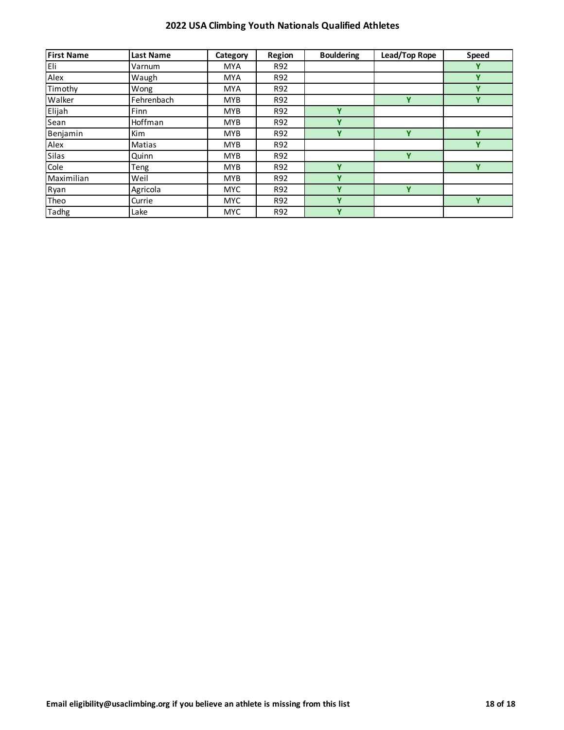# 2022 USA Climbing Youth Nationals Qualified Athletes

| First Name | Last Name | Category | Region | Bouldering | Lead/Top Rope | Speed |
|---|---|---|---|---|---|---|
| Eli | Varnum | MYA | R92 | | | Y |
| Alex | Waugh | MYA | R92 | | | Y |
| Timothy | Wong | MYA | R92 | | | Y |
| Walker | Fehrenbach | MYB | R92 | | Y | Y |
| Elijah | Finn | MYB | R92 | Y | | |
| Sean | Hoffman | MYB | R92 | Y | | |
| Benjamin | Kim | MYB | R92 | Y | Y | Y |
| Alex | Matias | MYB | R92 | | | Y |
| Silas | Quinn | MYB | R92 | | Y | |
| Cole | Teng | MYB | R92 | Y | | Y |
| Maximilian | Weil | MYB | R92 | Y | | |
| Ryan | Agricola | MYC | R92 | Y | Y | |
| Theo | Currie | MYC | R92 | Y | | Y |
| Tadhg | Lake | MYC | R92 | Y | | |

**Email eligibility@usaclimbing.org if you believe an athlete is missing from this list**